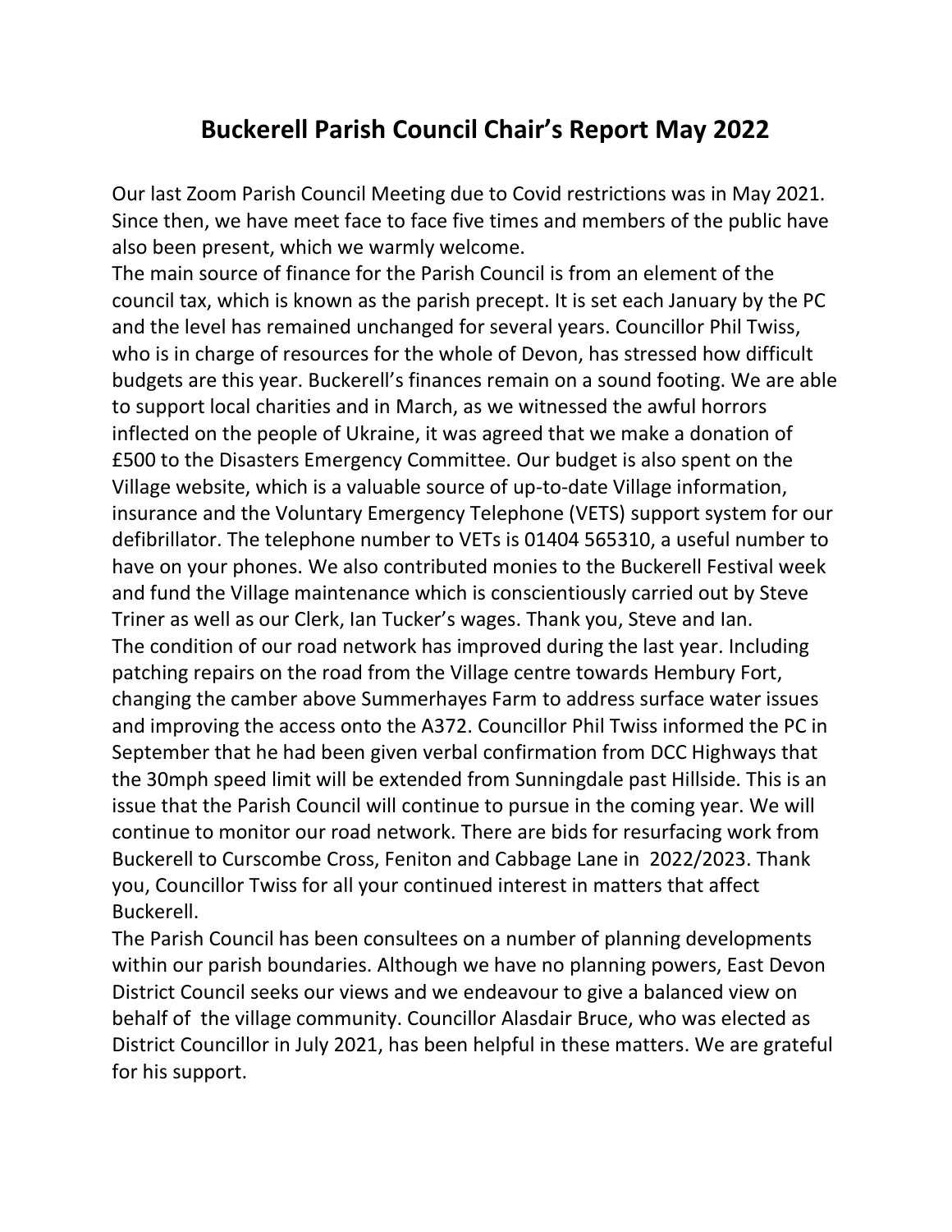# Buckerell Parish Council Chair's Report May 2022

Our last Zoom Parish Council Meeting due to Covid restrictions was in May 2021. Since then, we have meet face to face five times and members of the public have also been present, which we warmly welcome.

The main source of finance for the Parish Council is from an element of the council tax, which is known as the parish precept. It is set each January by the PC and the level has remained unchanged for several years. Councillor Phil Twiss, who is in charge of resources for the whole of Devon, has stressed how difficult budgets are this year. Buckerell's finances remain on a sound footing. We are able to support local charities and in March, as we witnessed the awful horrors inflected on the people of Ukraine, it was agreed that we make a donation of £500 to the Disasters Emergency Committee. Our budget is also spent on the Village website, which is a valuable source of up-to-date Village information, insurance and the Voluntary Emergency Telephone (VETS) support system for our defibrillator. The telephone number to VETs is 01404 565310, a useful number to have on your phones. We also contributed monies to the Buckerell Festival week and fund the Village maintenance which is conscientiously carried out by Steve Triner as well as our Clerk, Ian Tucker's wages. Thank you, Steve and Ian.

The condition of our road network has improved during the last year. Including patching repairs on the road from the Village centre towards Hembury Fort, changing the camber above Summerhayes Farm to address surface water issues and improving the access onto the A372. Councillor Phil Twiss informed the PC in September that he had been given verbal confirmation from DCC Highways that the 30mph speed limit will be extended from Sunningdale past Hillside. This is an issue that the Parish Council will continue to pursue in the coming year. We will continue to monitor our road network. There are bids for resurfacing work from Buckerell to Curscombe Cross, Feniton and Cabbage Lane in 2022/2023. Thank you, Councillor Twiss for all your continued interest in matters that affect Buckerell.

The Parish Council has been consultees on a number of planning developments within our parish boundaries. Although we have no planning powers, East Devon District Council seeks our views and we endeavour to give a balanced view on behalf of the village community. Councillor Alasdair Bruce, who was elected as District Councillor in July 2021, has been helpful in these matters. We are grateful for his support.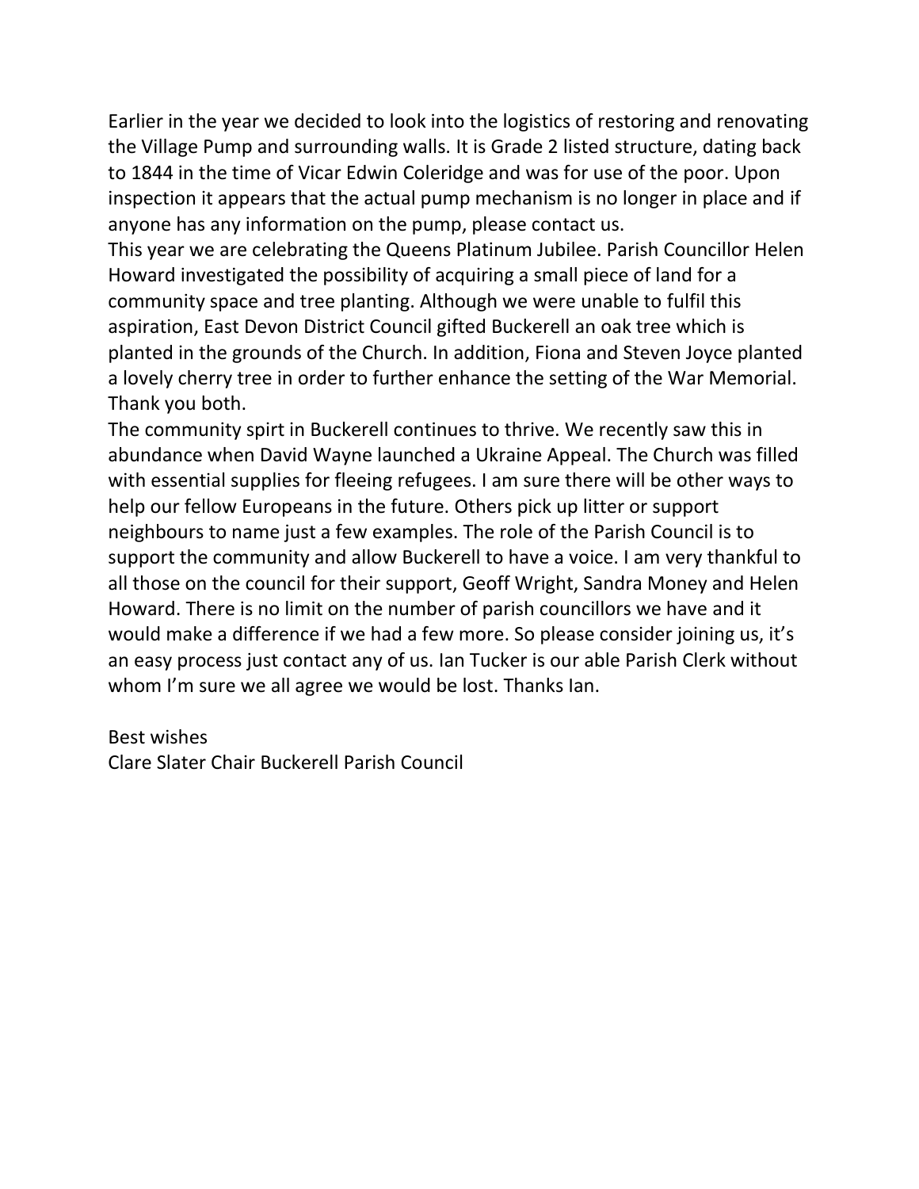Earlier in the year we decided to look into the logistics of restoring and renovating the Village Pump and surrounding walls. It is Grade 2 listed structure, dating back to 1844 in the time of Vicar Edwin Coleridge and was for use of the poor. Upon inspection it appears that the actual pump mechanism is no longer in place and if anyone has any information on the pump, please contact us.

This year we are celebrating the Queens Platinum Jubilee. Parish Councillor Helen Howard investigated the possibility of acquiring a small piece of land for a community space and tree planting. Although we were unable to fulfil this aspiration, East Devon District Council gifted Buckerell an oak tree which is planted in the grounds of the Church. In addition, Fiona and Steven Joyce planted a lovely cherry tree in order to further enhance the setting of the War Memorial. Thank you both.

The community spirt in Buckerell continues to thrive. We recently saw this in abundance when David Wayne launched a Ukraine Appeal. The Church was filled with essential supplies for fleeing refugees. I am sure there will be other ways to help our fellow Europeans in the future. Others pick up litter or support neighbours to name just a few examples. The role of the Parish Council is to support the community and allow Buckerell to have a voice. I am very thankful to all those on the council for their support, Geoff Wright, Sandra Money and Helen Howard. There is no limit on the number of parish councillors we have and it would make a difference if we had a few more. So please consider joining us, it's an easy process just contact any of us. Ian Tucker is our able Parish Clerk without whom I'm sure we all agree we would be lost. Thanks Ian.

Best wishes

Clare Slater Chair Buckerell Parish Council